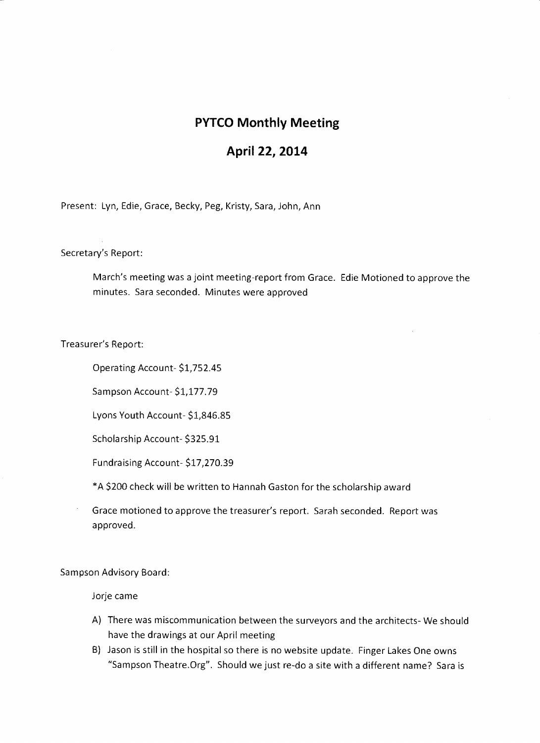# PYTCO Monthly Meeting

## April 22, 2014

Present: Lyn, Edie, Grace, Becky, Peg, Kristy, Sara, John, Ann

Secretary's Report:

> March's meeting was a joint meeting-report from Grace. Edie Motioned to approve the minutes. Sara seconded. Minutes were approved

Treasurer's Report:

> Operating Account- $1,752.45
>
> Sampson Account- $1,177.79
>
> Lyons Youth Account- $1,846.85
>
> Scholarship Account- $325.91
>
> Fundraising Account- $17,270.39
>
> *A $200 check will be written to Hannah Gaston for the scholarship award
>
> Grace motioned to approve the treasurer's report. Sarah seconded. Report was approved.

Sampson Advisory Board:

> Jorje came
>
> A) There was miscommunication between the surveyors and the architects- We should have the drawings at our April meeting
>
> B) Jason is still in the hospital so there is no website update. Finger Lakes One owns "Sampson Theatre.Org". Should we just re-do a site with a different name? Sara is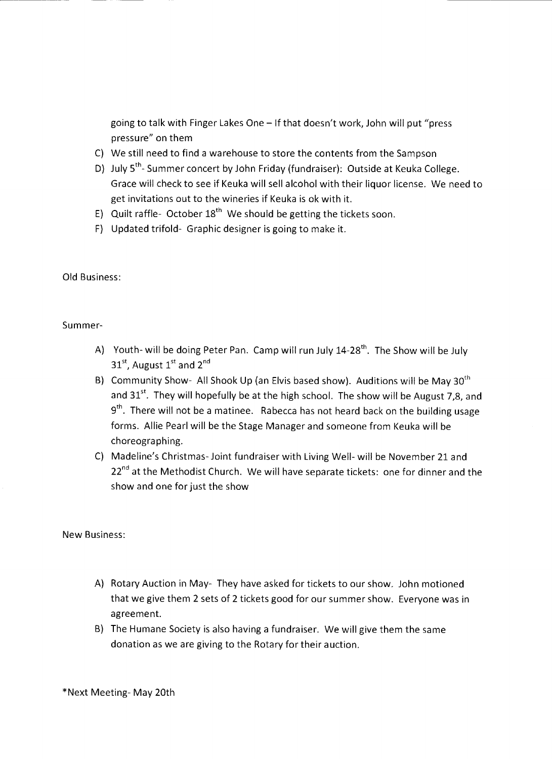going to talk with Finger Lakes One – If that doesn't work, John will put "press pressure" on them

C) We still need to find a warehouse to store the contents from the Sampson
D) July 5th- Summer concert by John Friday (fundraiser): Outside at Keuka College. Grace will check to see if Keuka will sell alcohol with their liquor license. We need to get invitations out to the wineries if Keuka is ok with it.
E) Quilt raffle- October 18th We should be getting the tickets soon.
F) Updated trifold- Graphic designer is going to make it.

Old Business:

Summer-

A) Youth- will be doing Peter Pan. Camp will run July 14-28th. The Show will be July 31st, August 1st and 2nd
B) Community Show- All Shook Up (an Elvis based show). Auditions will be May 30th and 31st. They will hopefully be at the high school. The show will be August 7,8, and 9th. There will not be a matinee. Rabecca has not heard back on the building usage forms. Allie Pearl will be the Stage Manager and someone from Keuka will be choreographing.
C) Madeline's Christmas- Joint fundraiser with Living Well- will be November 21 and 22nd at the Methodist Church. We will have separate tickets: one for dinner and the show and one for just the show

New Business:

A) Rotary Auction in May- They have asked for tickets to our show. John motioned that we give them 2 sets of 2 tickets good for our summer show. Everyone was in agreement.
B) The Humane Society is also having a fundraiser. We will give them the same donation as we are giving to the Rotary for their auction.

*Next Meeting- May 20th